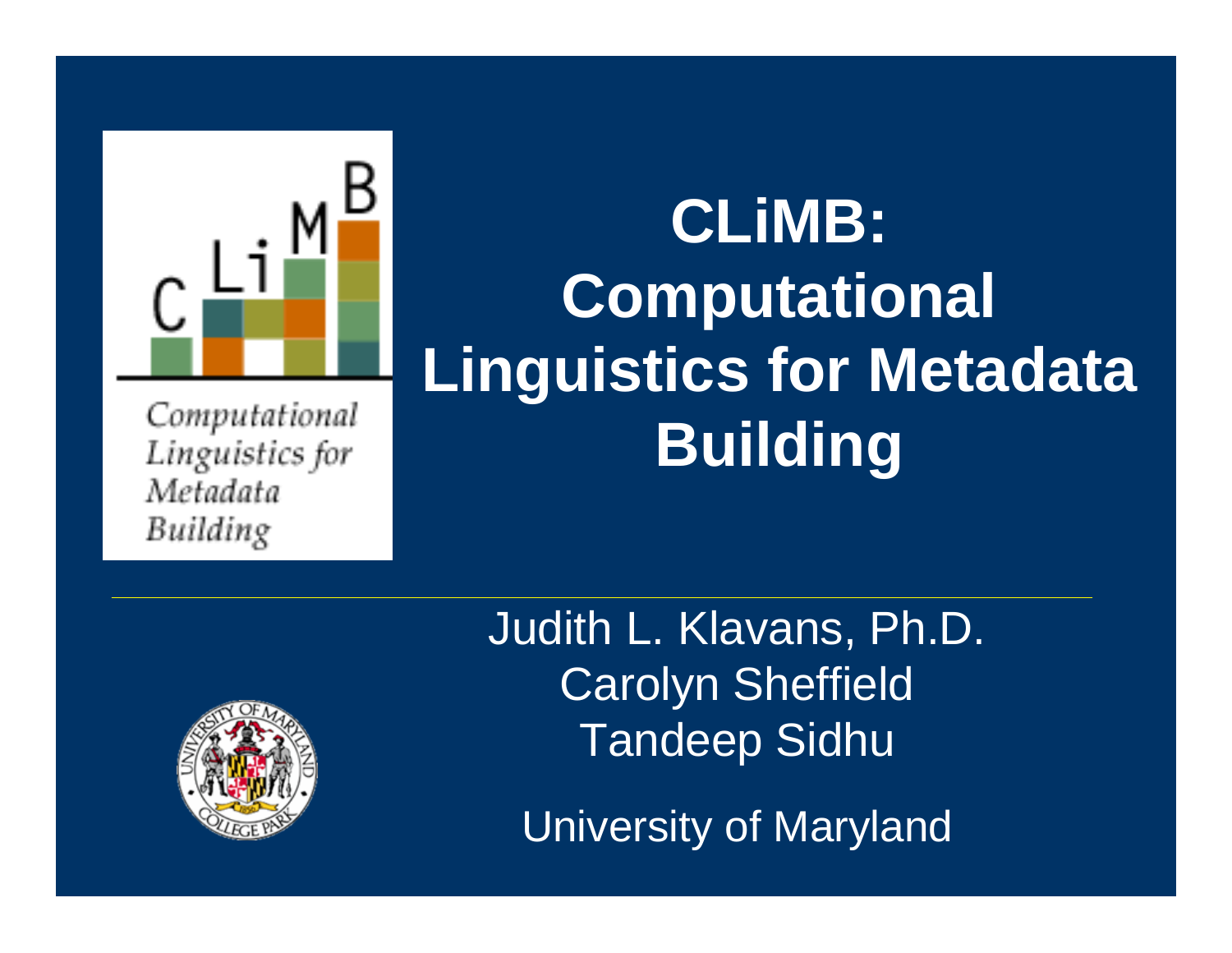# CLiMB: Computational Linguistics for Metadata Building

Judith L. Klavans, Ph.D.
Carolyn Sheffield
Tandeep Sidhu

University of Maryland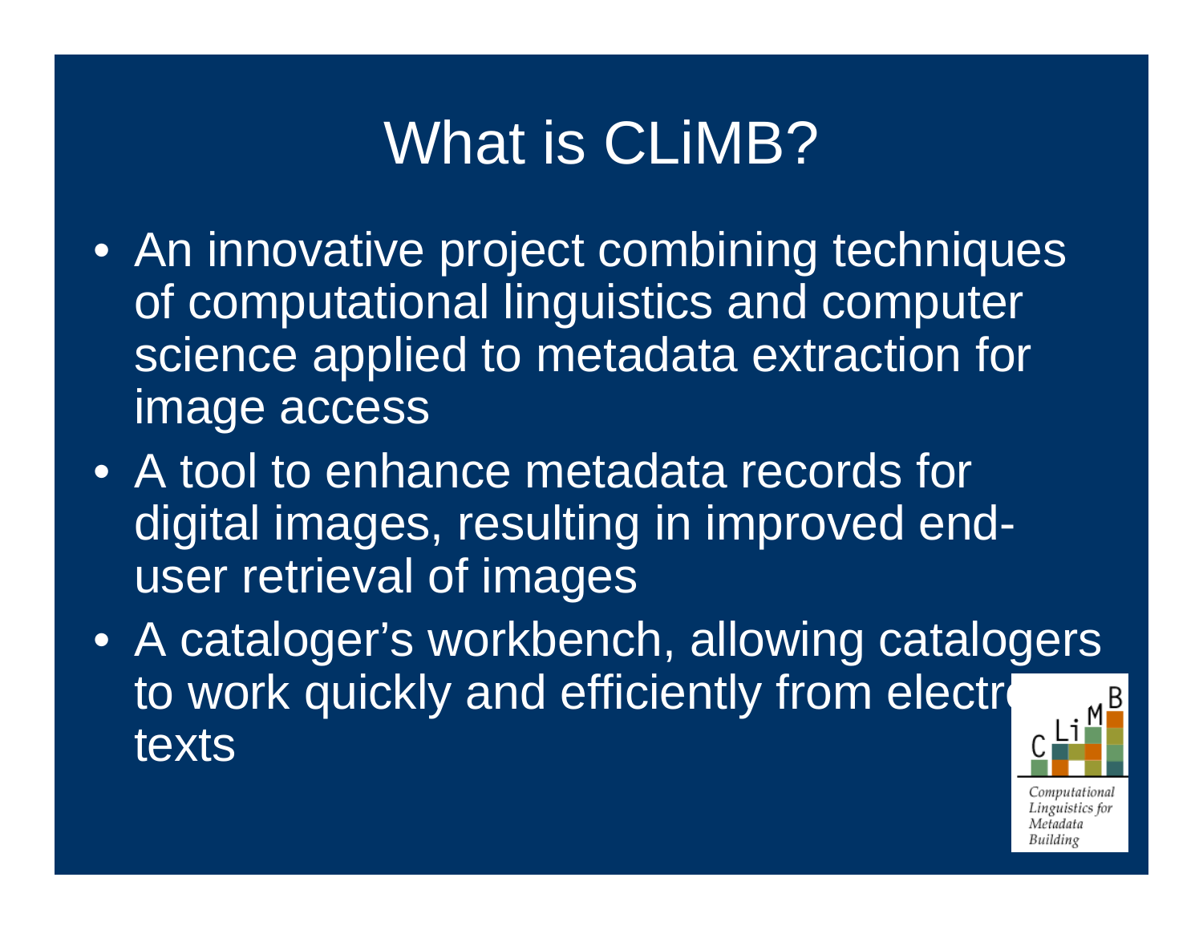# What is CLiMB?

- An innovative project combining techniques of computational linguistics and computer science applied to metadata extraction for image access
- A tool to enhance metadata records for digital images, resulting in improved end-user retrieval of images
- A cataloger's workbench, allowing catalogers to work quickly and efficiently from electr texts

Computational Linguistics for Metadata Building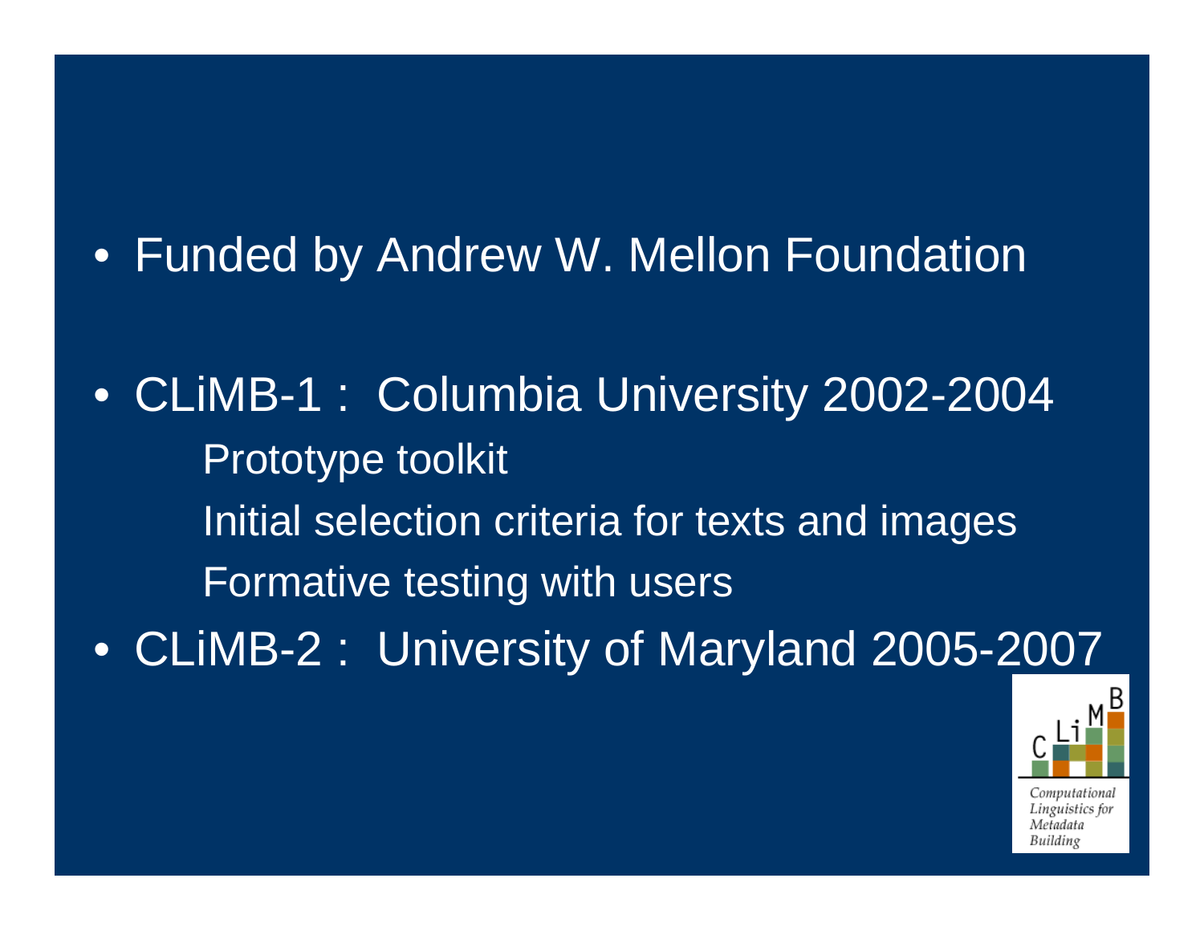- Funded by Andrew W. Mellon Foundation

- CLiMB-1 : Columbia University 2002-2004
  - Prototype toolkit
  - Initial selection criteria for texts and images
  - Formative testing with users
- CLiMB-2 : University of Maryland 2005-2007

CLiMB

*Computational Linguistics for Metadata Building*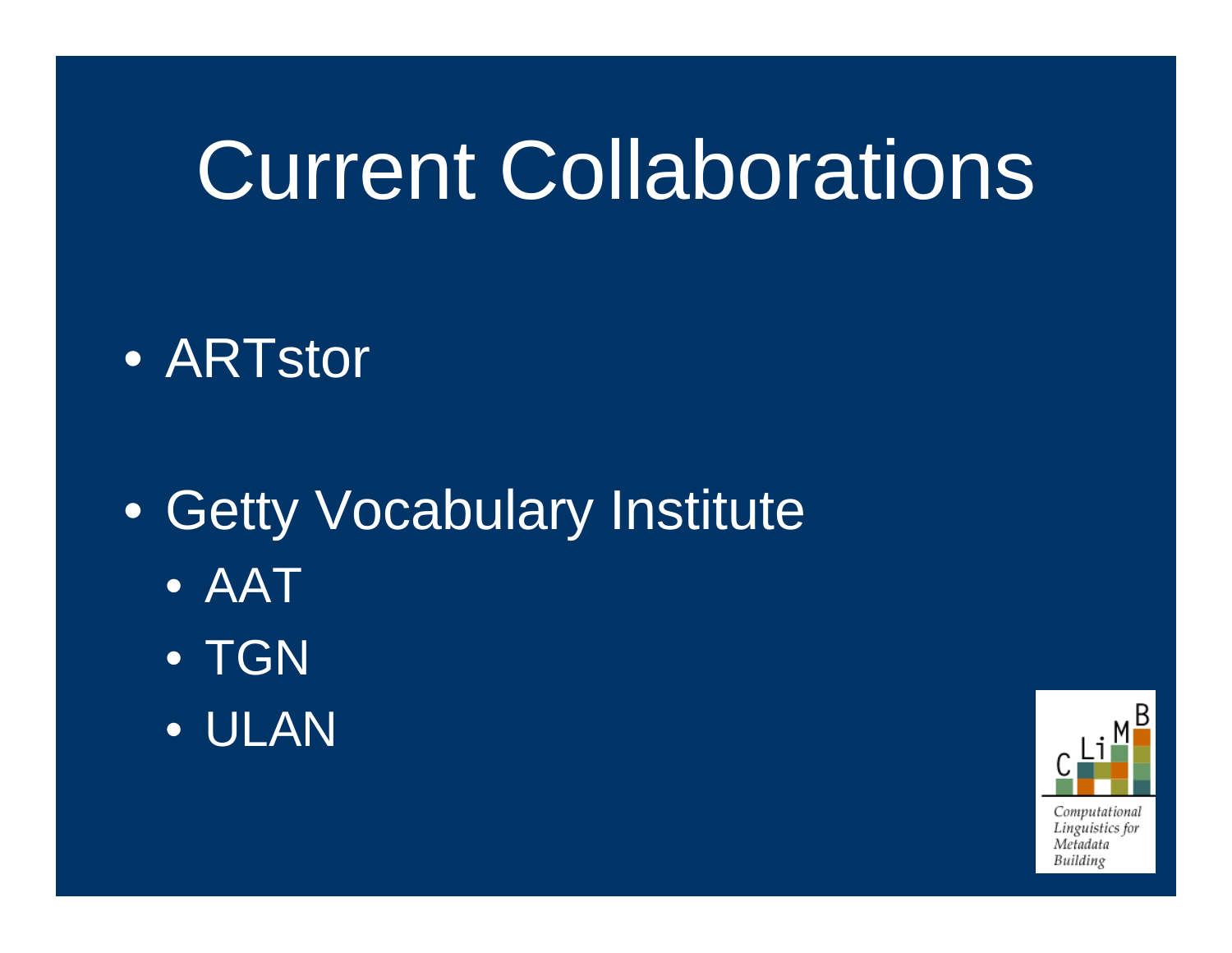# Current Collaborations

- ARTstor
- Getty Vocabulary Institute
  - AAT
  - TGN
  - ULAN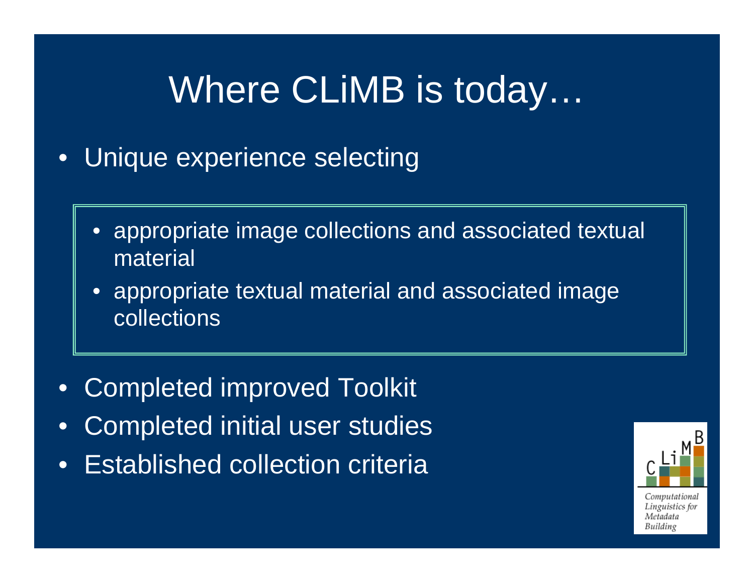# Where CLiMB is today…

- Unique experience selecting
  - appropriate image collections and associated textual material
  - appropriate textual material and associated image collections
- Completed improved Toolkit
- Completed initial user studies
- Established collection criteria

CLiMB
Computational Linguistics for Metadata Building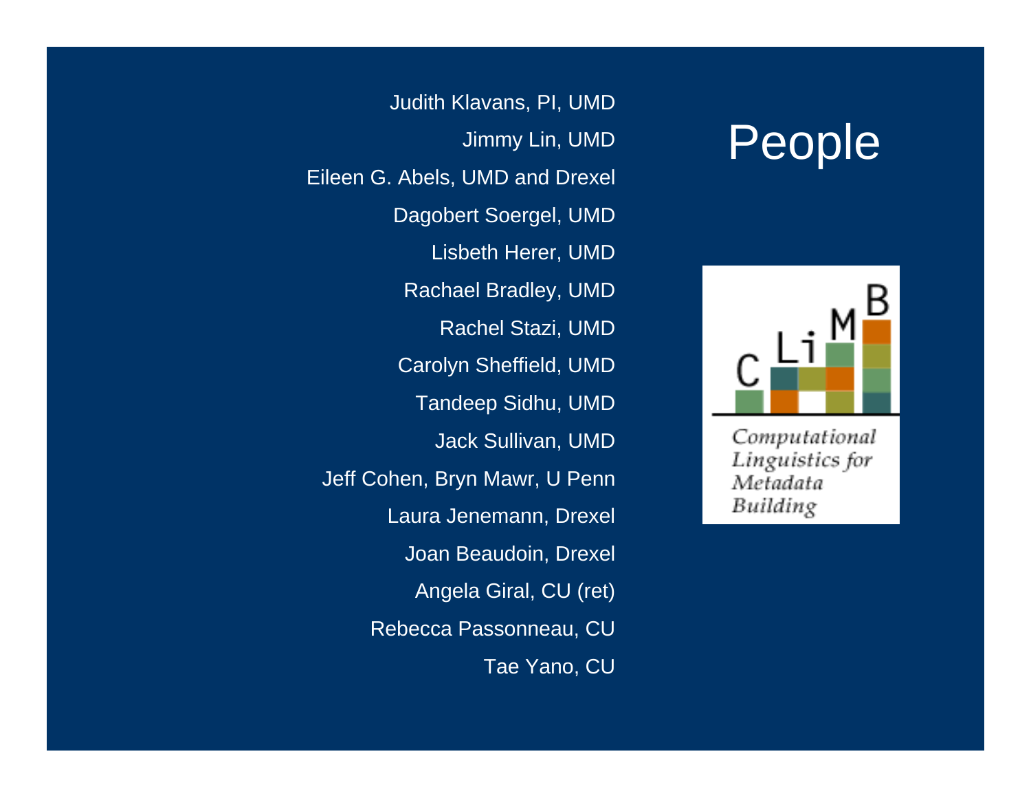# People

Judith Klavans, PI, UMD

Jimmy Lin, UMD

Eileen G. Abels, UMD and Drexel

Dagobert Soergel, UMD

Lisbeth Herer, UMD

Rachael Bradley, UMD

Rachel Stazi, UMD

Carolyn Sheffield, UMD

Tandeep Sidhu, UMD

Jack Sullivan, UMD

Jeff Cohen, Bryn Mawr, U Penn

Laura Jenemann, Drexel

Joan Beaudoin, Drexel

Angela Giral, CU (ret)

Rebecca Passonneau, CU

Tae Yano, CU

CLiMB

*Computational Linguistics for Metadata Building*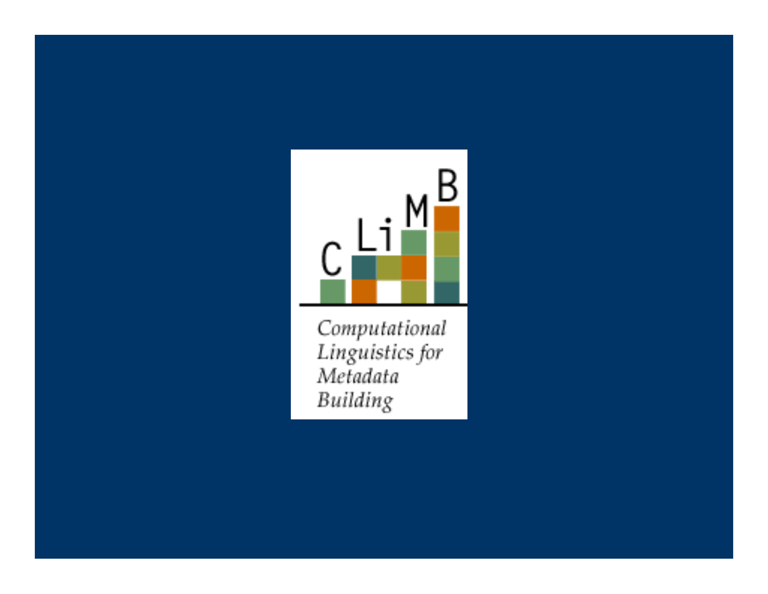CLiMB

*Computational Linguistics for Metadata Building*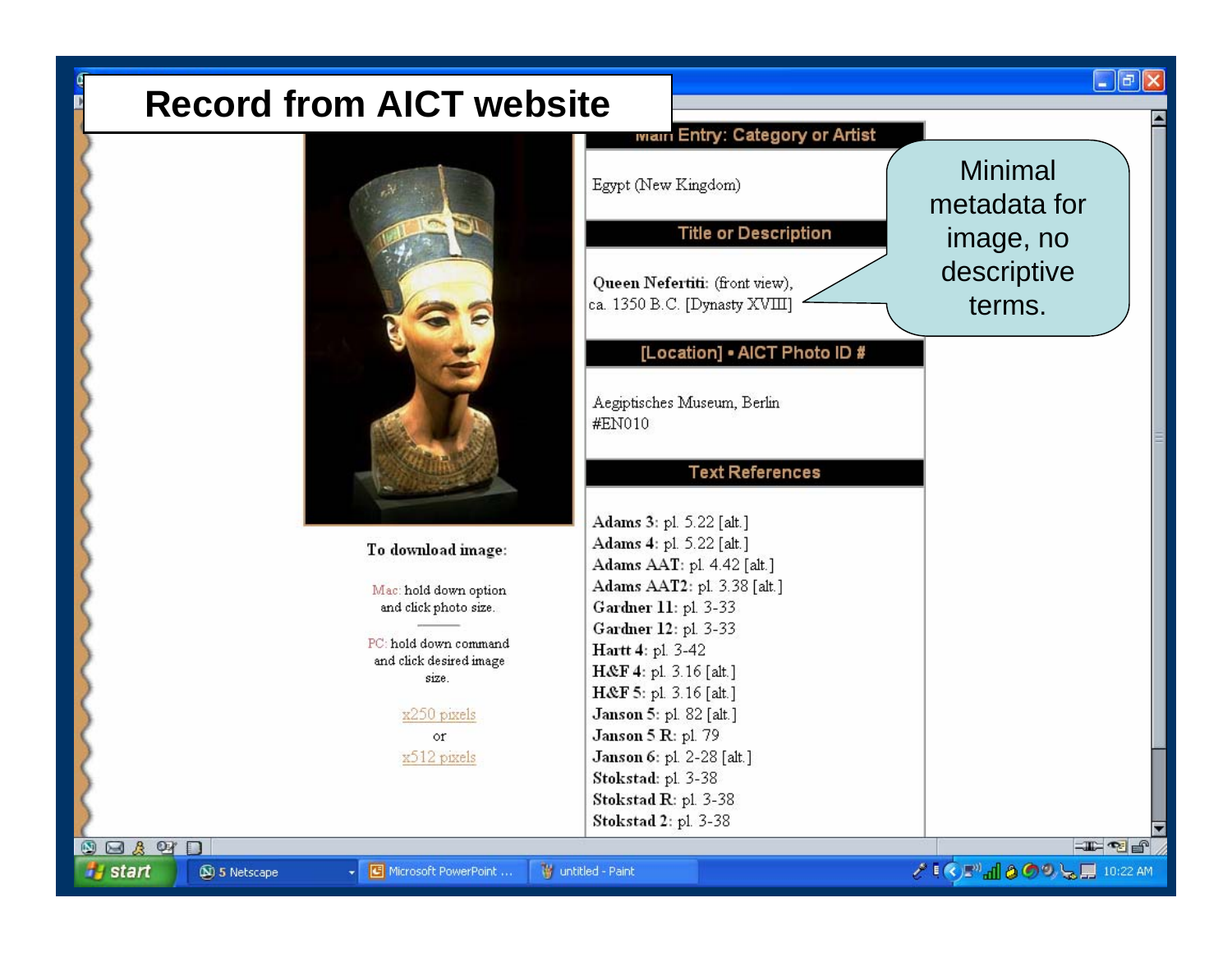# Record from AICT website

**Main Entry: Category or Artist**

Egypt (New Kingdom)

**Title or Description**

**Queen Nefertiti**: (front view), ca. 1350 B.C. [Dynasty XVIII]

**[Location] • AICT Photo ID #**

Aegiptisches Museum, Berlin
#EN010

**Text References**

**Adams 3**: pl. 5.22 [alt.]
**Adams 4**: pl. 5.22 [alt.]
**Adams AAT**: pl. 4.42 [alt.]
**Adams AAT2**: pl. 3.38 [alt.]
**Gardner 11**: pl. 3-33
**Gardner 12**: pl. 3-33
**Hartt 4**: pl. 3-42
**H&F 4**: pl. 3.16 [alt.]
**H&F 5**: pl. 3.16 [alt.]
**Janson 5**: pl. 82 [alt.]
**Janson 5 R**: pl. 79
**Janson 6**: pl. 2-28 [alt.]
**Stokstad**: pl. 3-38
**Stokstad R**: pl. 3-38
**Stokstad 2**: pl. 3-38

**To download image:**

Mac: hold down option and click photo size.

PC: hold down command and click desired image size.

x250 pixels
or
x512 pixels

Minimal metadata for image, no descriptive terms.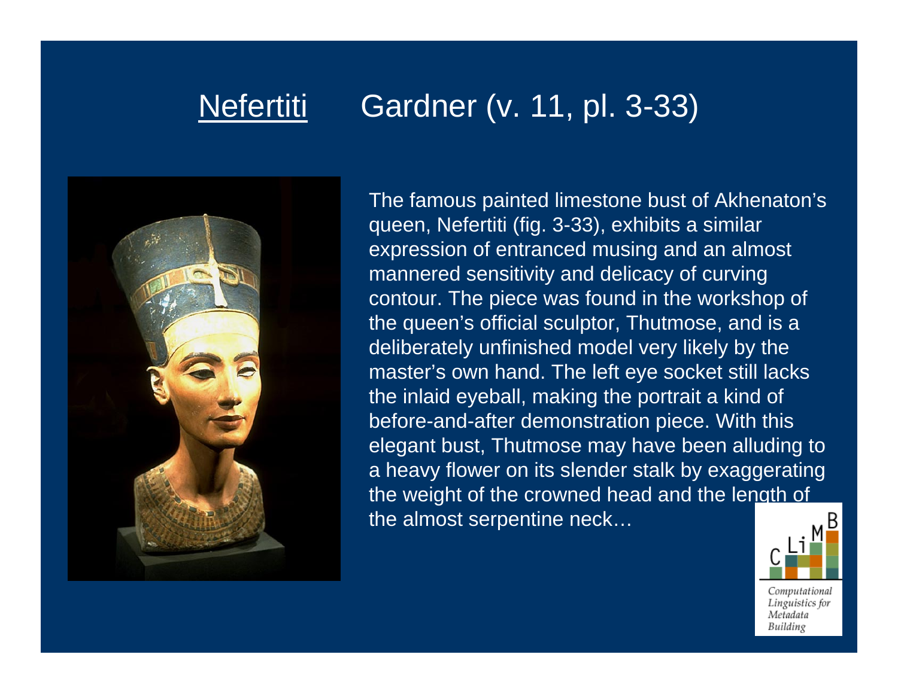# Nefertiti Gardner (v. 11, pl. 3-33)

The famous painted limestone bust of Akhenaton's queen, Nefertiti (fig. 3-33), exhibits a similar expression of entranced musing and an almost mannered sensitivity and delicacy of curving contour. The piece was found in the workshop of the queen's official sculptor, Thutmose, and is a deliberately unfinished model very likely by the master's own hand. The left eye socket still lacks the inlaid eyeball, making the portrait a kind of before-and-after demonstration piece. With this elegant bust, Thutmose may have been alluding to a heavy flower on its slender stalk by exaggerating the weight of the crowned head and the length of the almost serpentine neck…

CLiMB

*Computational Linguistics for Metadata Building*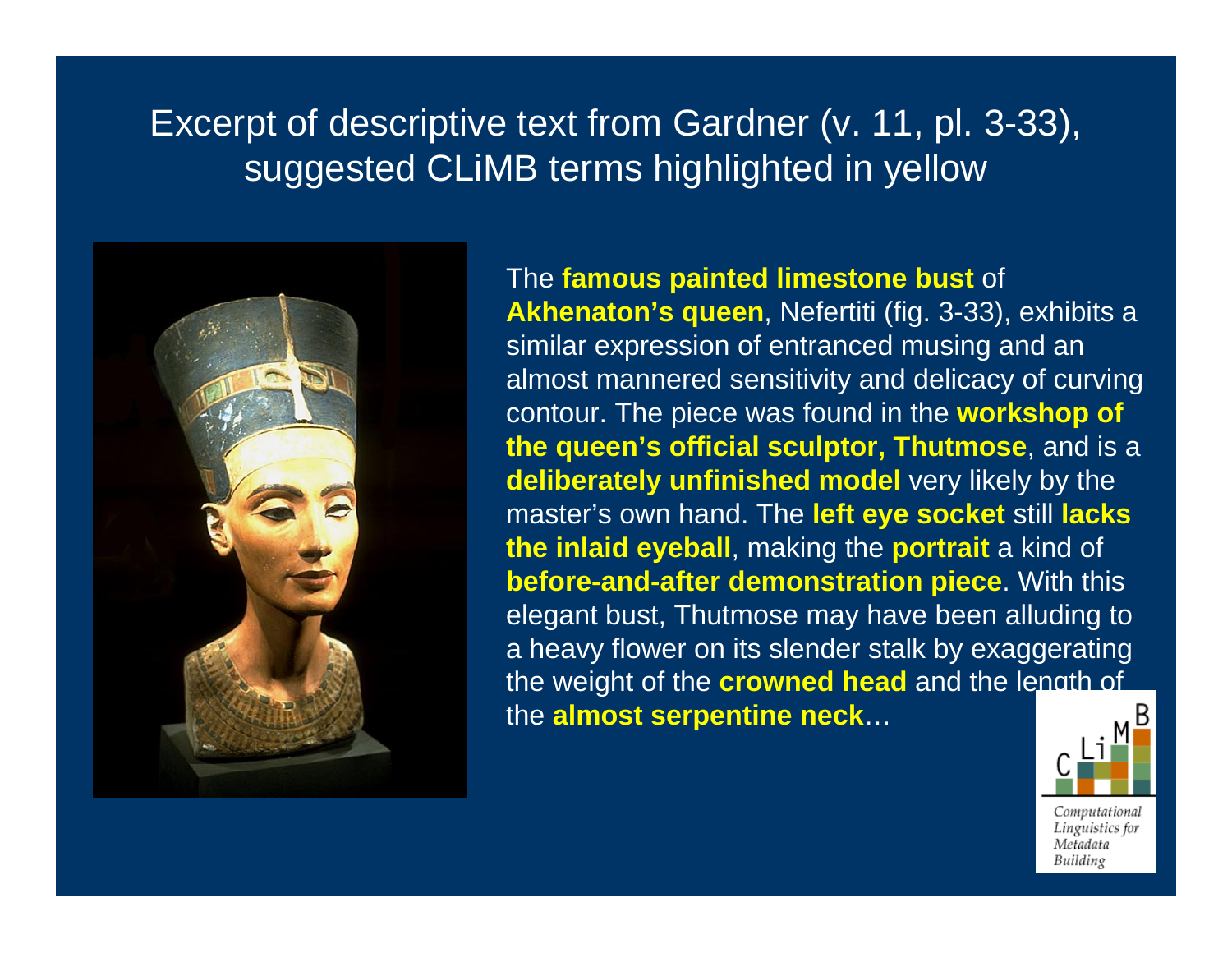# Excerpt of descriptive text from Gardner (v. 11, pl. 3-33), suggested CLiMB terms highlighted in yellow

The **famous painted limestone bust** of **Akhenaton's queen**, Nefertiti (fig. 3-33), exhibits a similar expression of entranced musing and an almost mannered sensitivity and delicacy of curving contour. The piece was found in the **workshop of the queen's official sculptor, Thutmose**, and is a **deliberately unfinished model** very likely by the master's own hand. The **left eye socket** still **lacks the inlaid eyeball**, making the **portrait** a kind of **before-and-after demonstration piece**. With this elegant bust, Thutmose may have been alluding to a heavy flower on its slender stalk by exaggerating the weight of the **crowned head** and the length of the **almost serpentine neck**…

CLiMB
*Computational Linguistics for Metadata Building*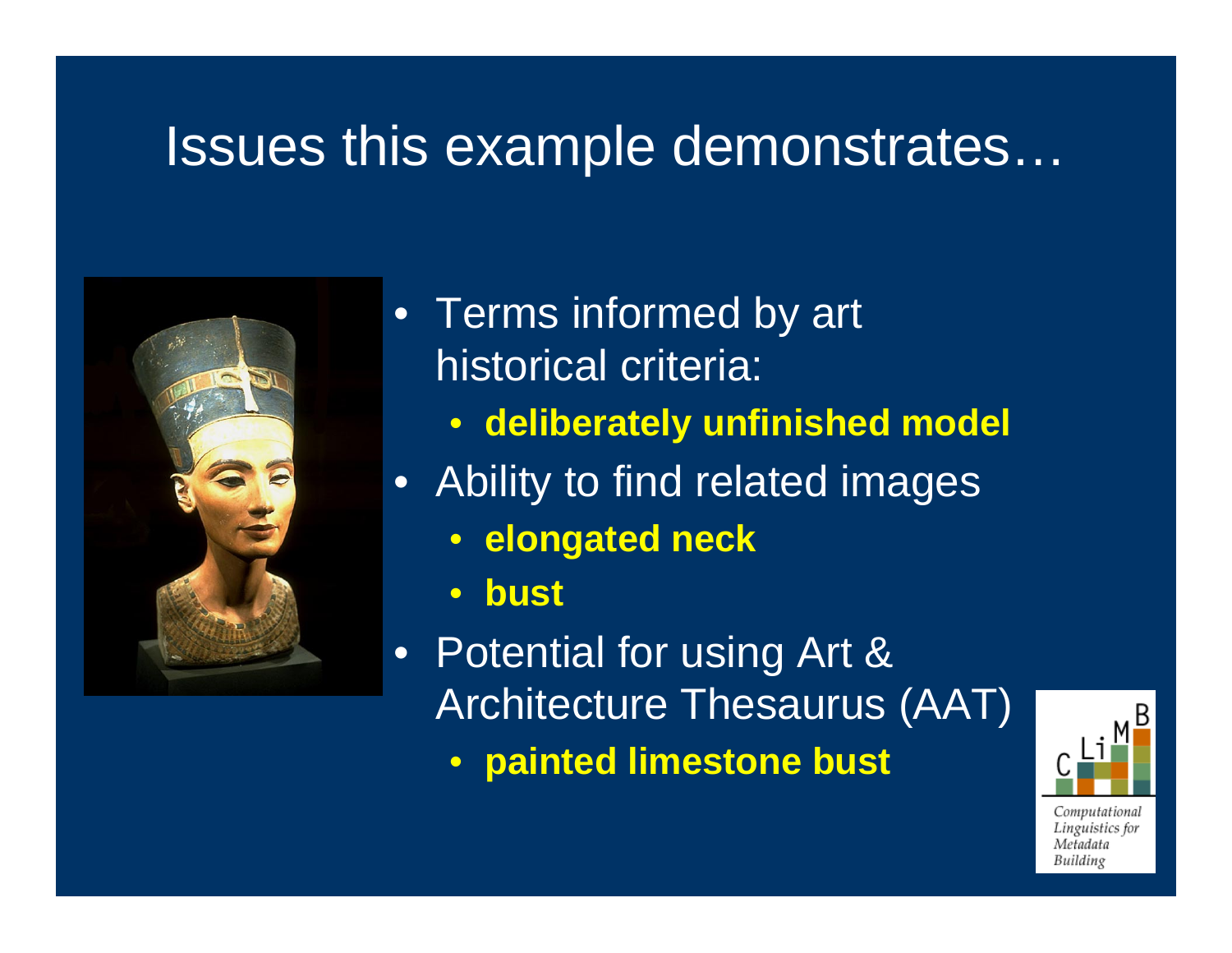# Issues this example demonstrates…

- Terms informed by art historical criteria:
  - **deliberately unfinished model**
- Ability to find related images
  - **elongated neck**
  - **bust**
- Potential for using Art & Architecture Thesaurus (AAT)
  - **painted limestone bust**

CLiMB

Computational Linguistics for Metadata Building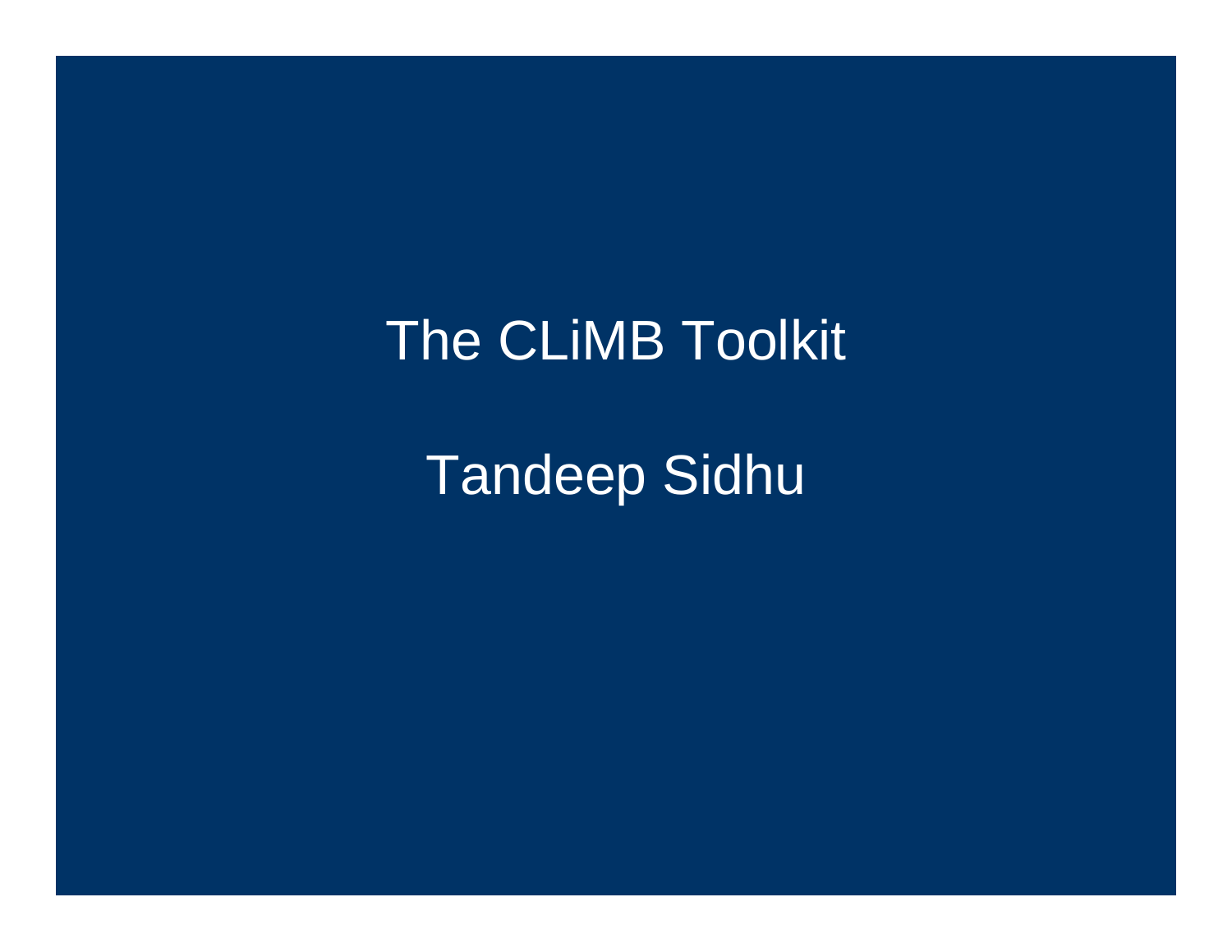# The CLiMB Toolkit

Tandeep Sidhu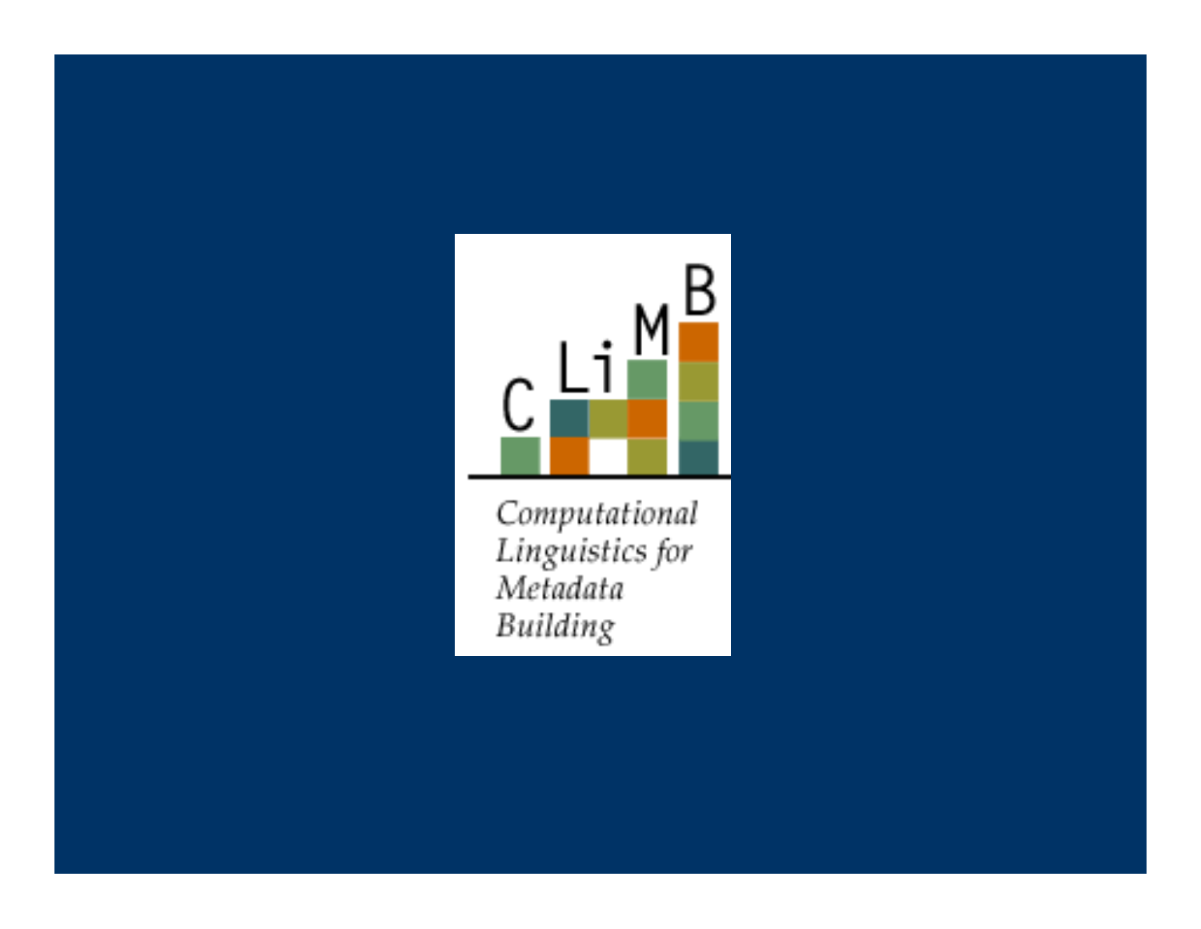CLiMB

*Computational Linguistics for Metadata Building*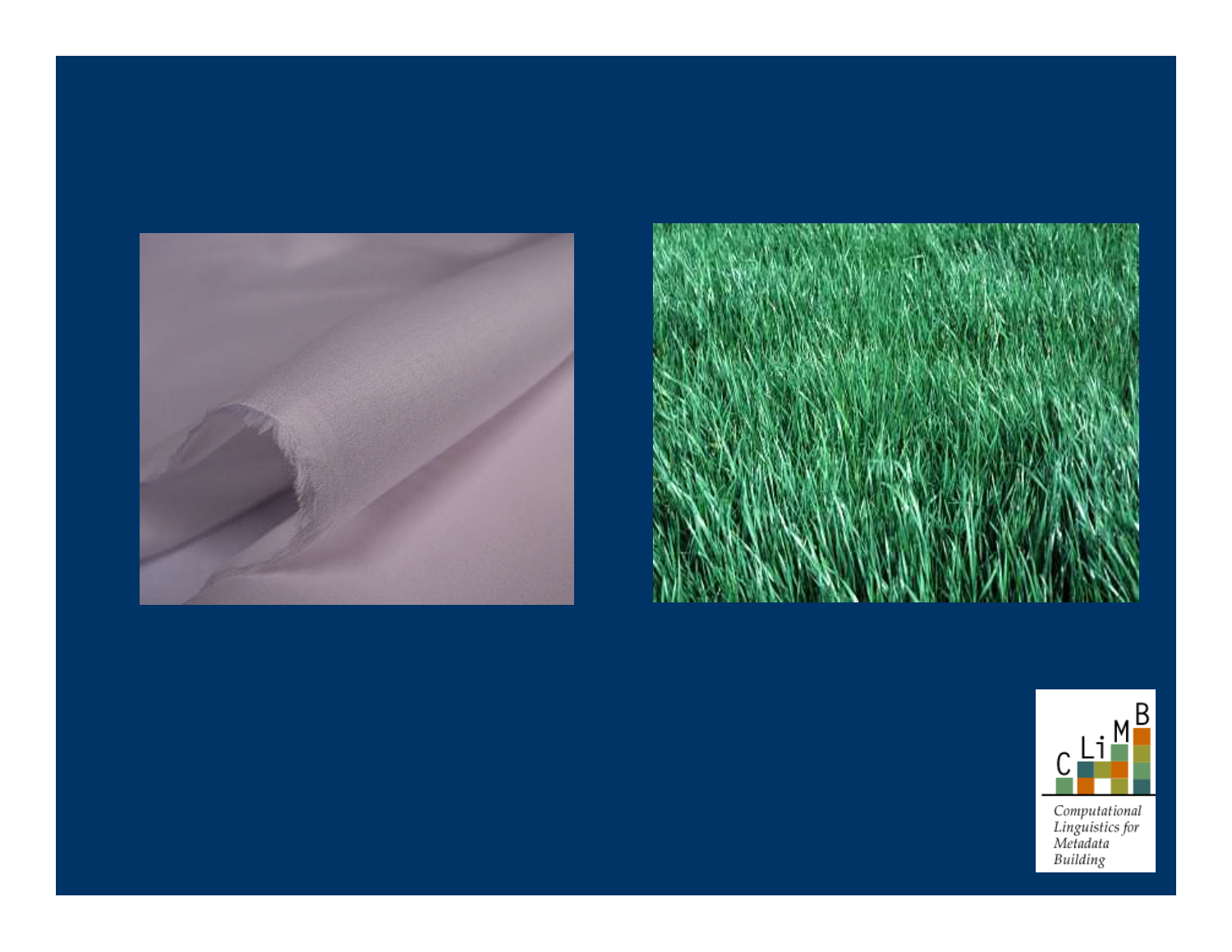Computational Linguistics for Metadata Building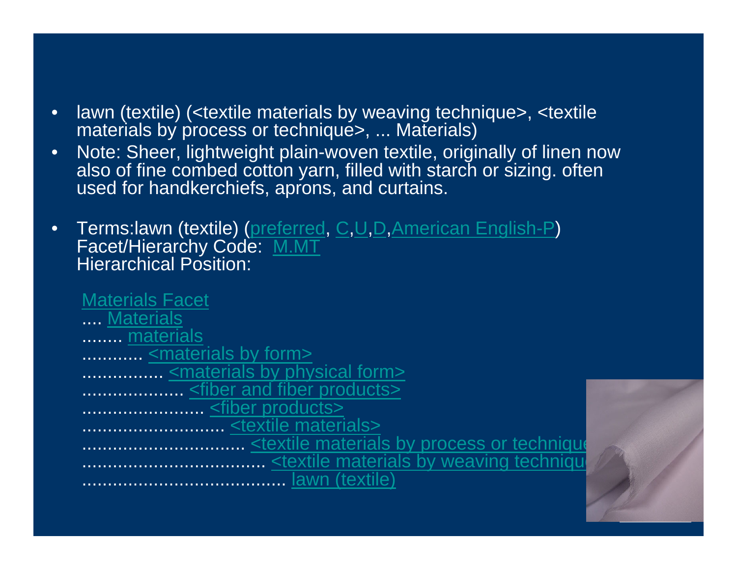- lawn (textile) (<textile materials by weaving technique>, <textile materials by process or technique>, ... Materials)
- Note: Sheer, lightweight plain-woven textile, originally of linen now also of fine combed cotton yarn, filled with starch or sizing. often used for handkerchiefs, aprons, and curtains.

- Terms:lawn (textile) (preferred, C,U,D,American English-P)
  Facet/Hierarchy Code: M.MT
  Hierarchical Position:

  Materials Facet
  .... Materials
  ........ materials
  ............ <materials by form>
  ................ <materials by physical form>
  .................... <fiber and fiber products>
  ........................ <fiber products>
  ............................ <textile materials>
  ................................ <textile materials by process or technique>
  .................................... <textile materials by weaving technique>
  ........................................ lawn (textile)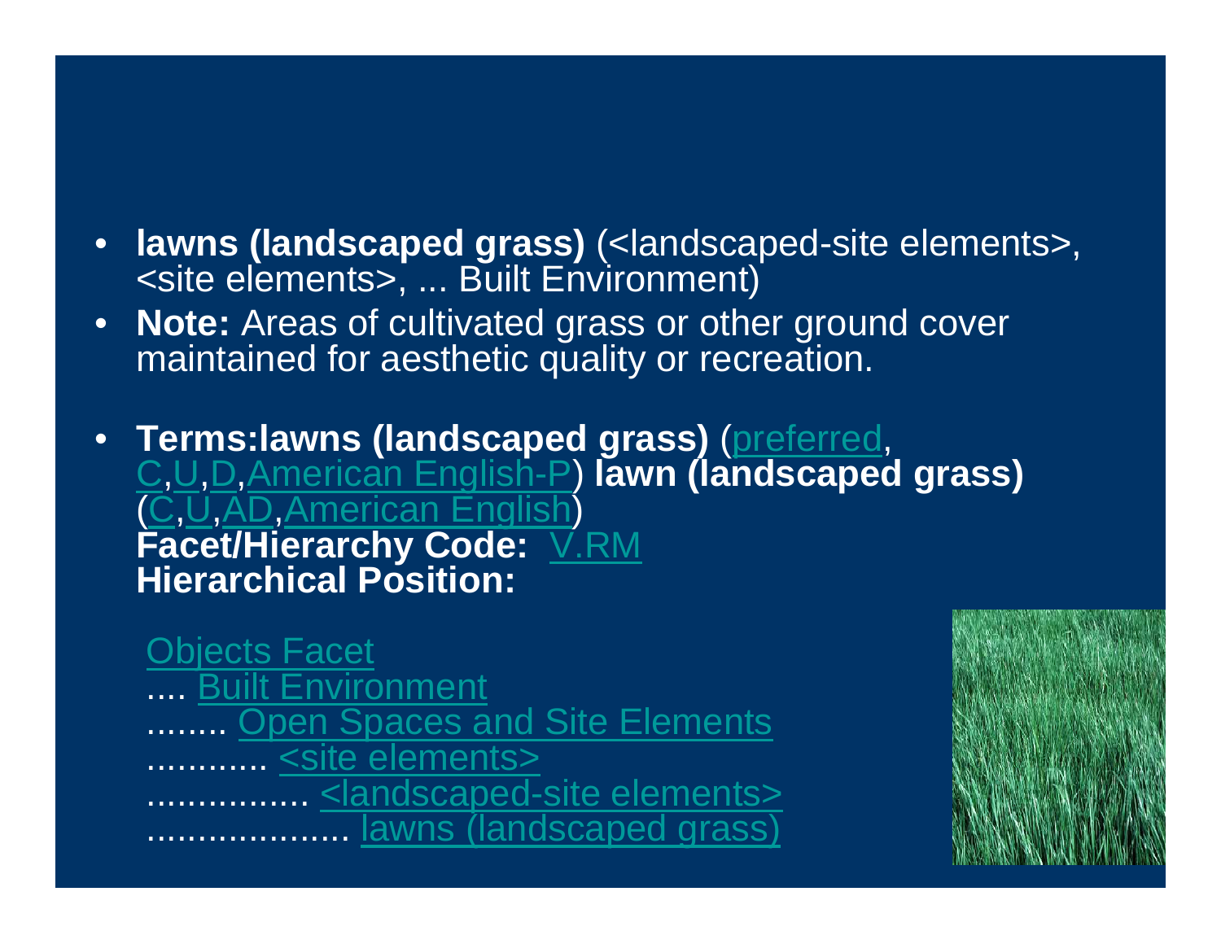- **lawns (landscaped grass)** (<landscaped-site elements>, <site elements>, ... Built Environment)
- **Note:** Areas of cultivated grass or other ground cover maintained for aesthetic quality or recreation.
- **Terms:lawns (landscaped grass)** (preferred, C,U,D,American English-P) **lawn (landscaped grass)** (C,U,AD,American English)
  **Facet/Hierarchy Code:** V.RM
  **Hierarchical Position:**

  Objects Facet
  .... Built Environment
  ........ Open Spaces and Site Elements
  ............ <site elements>
  ................ <landscaped-site elements>
  .................... lawns (landscaped grass)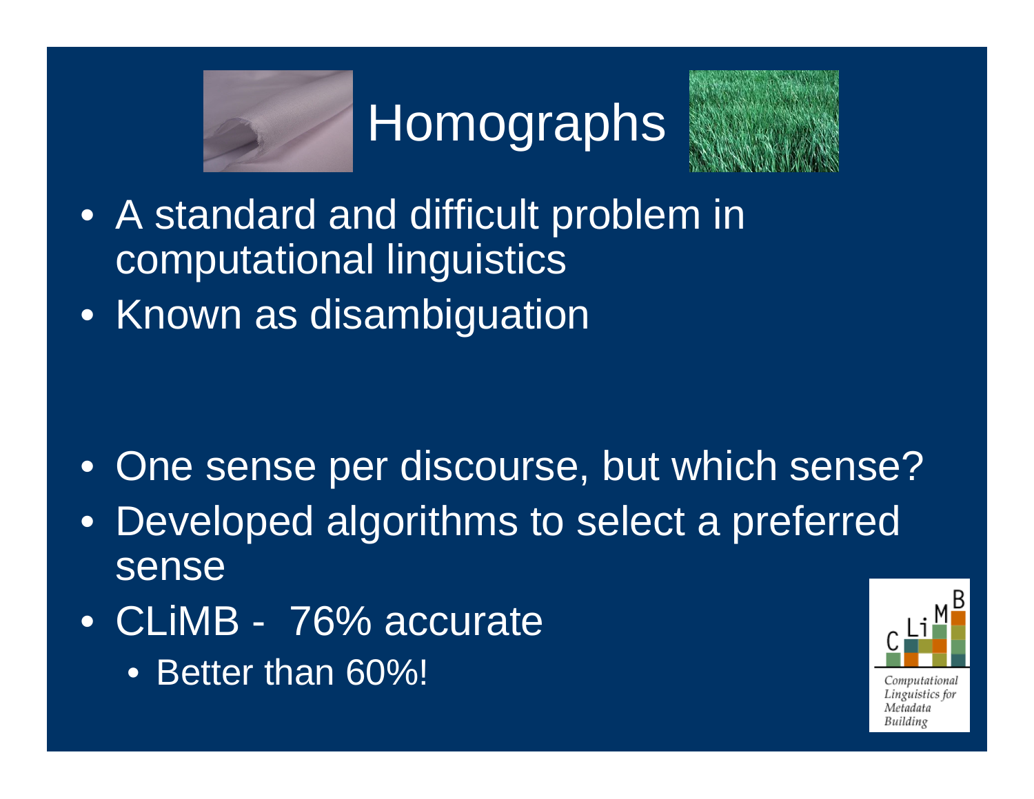# Homographs

- A standard and difficult problem in computational linguistics
- Known as disambiguation

- One sense per discourse, but which sense?
- Developed algorithms to select a preferred sense
- CLiMB - 76% accurate
  - Better than 60%!

CLiMB

Computational Linguistics for Metadata Building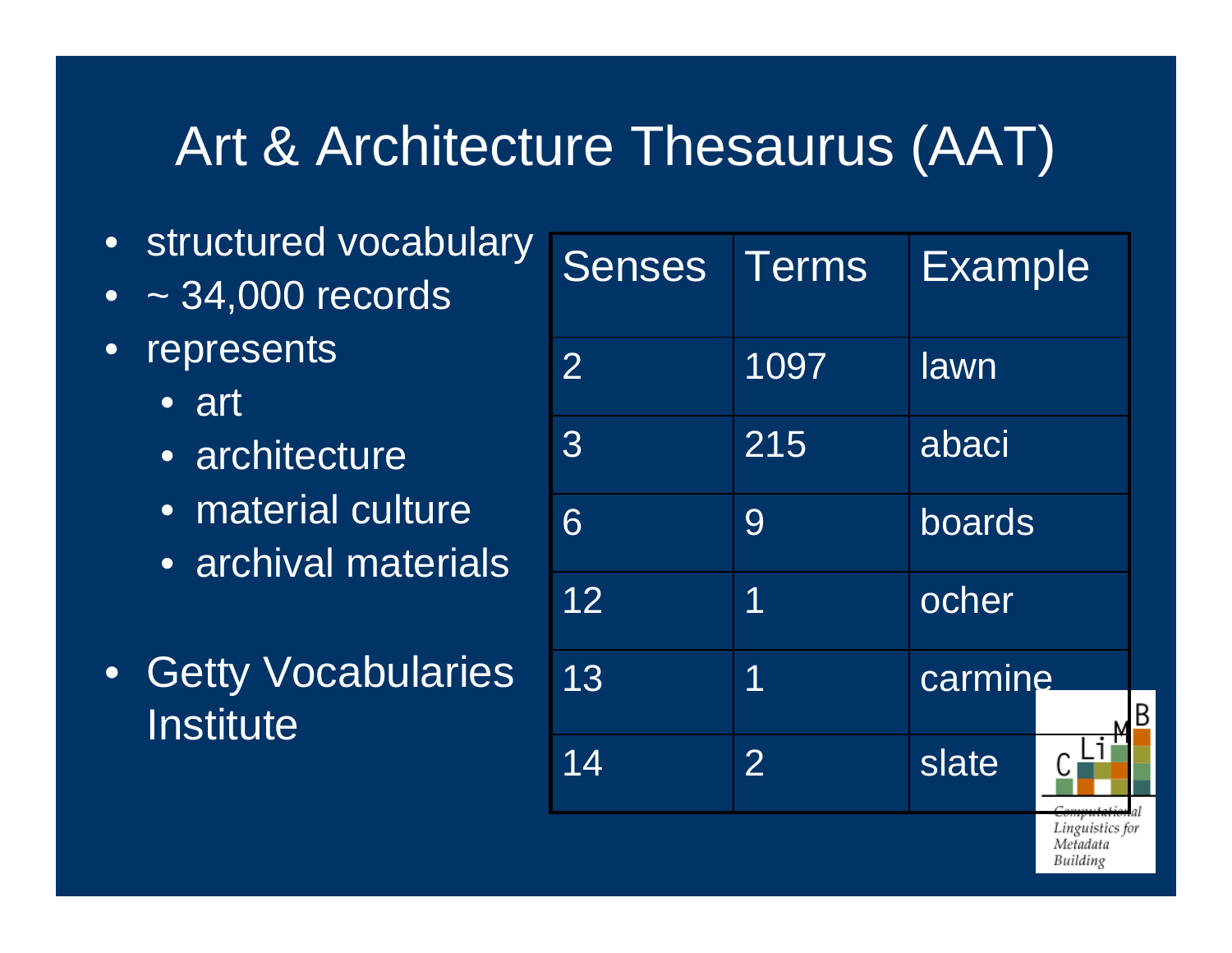# Art & Architecture Thesaurus (AAT)

- structured vocabulary
- ~ 34,000 records
- represents
  - art
  - architecture
  - material culture
  - archival materials
- Getty Vocabularies Institute

| Senses | Terms | Example |
|---|---|---|
| 2 | 1097 | lawn |
| 3 | 215 | abaci |
| 6 | 9 | boards |
| 12 | 1 | ocher |
| 13 | 1 | carmine |
| 14 | 2 | slate |

CLiMB Computational Linguistics for Metadata Building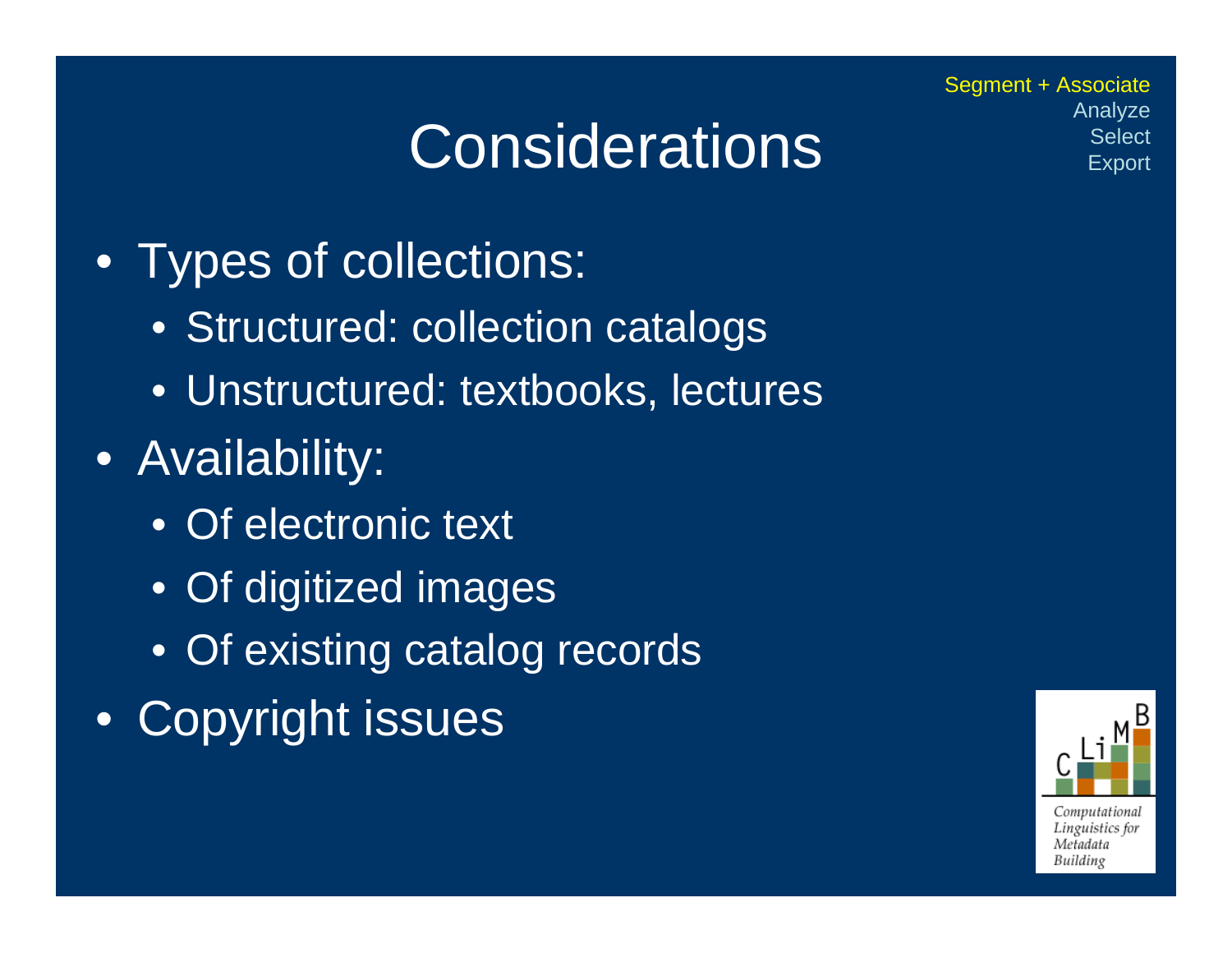Segment + Associate
Analyze
Select
Export

# Considerations

- Types of collections:
  - Structured: collection catalogs
  - Unstructured: textbooks, lectures
- Availability:
  - Of electronic text
  - Of digitized images
  - Of existing catalog records
- Copyright issues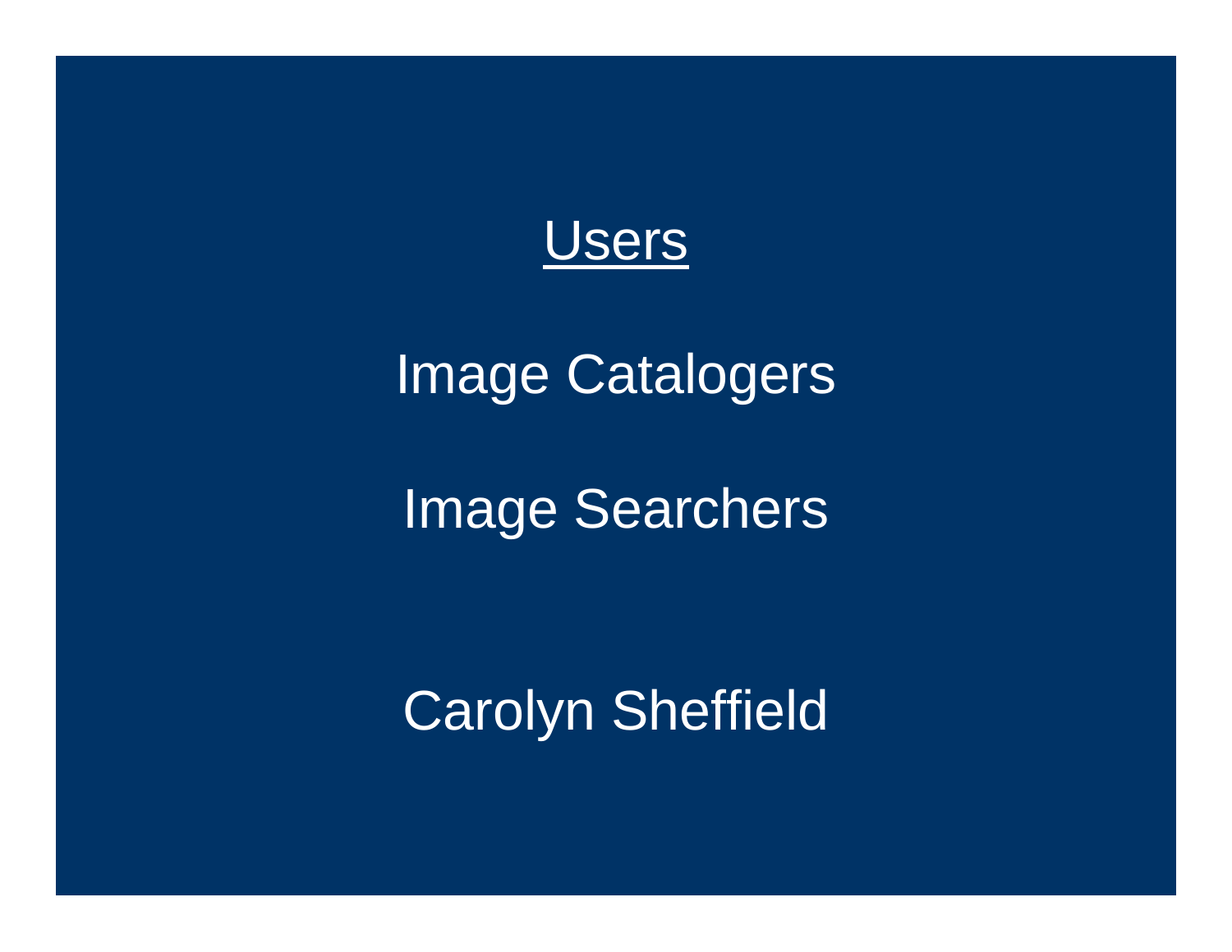# Users

Image Catalogers

Image Searchers

Carolyn Sheffield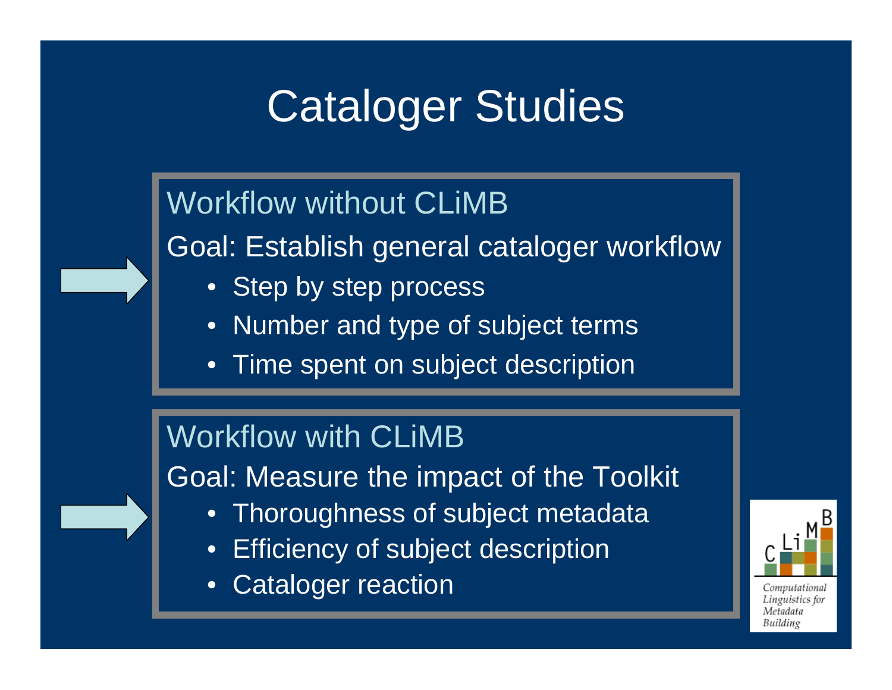# Cataloger Studies

## Workflow without CLiMB

Goal: Establish general cataloger workflow

- Step by step process
- Number and type of subject terms
- Time spent on subject description

## Workflow with CLiMB

Goal: Measure the impact of the Toolkit

- Thoroughness of subject metadata
- Efficiency of subject description
- Cataloger reaction

*Computational Linguistics for Metadata Building*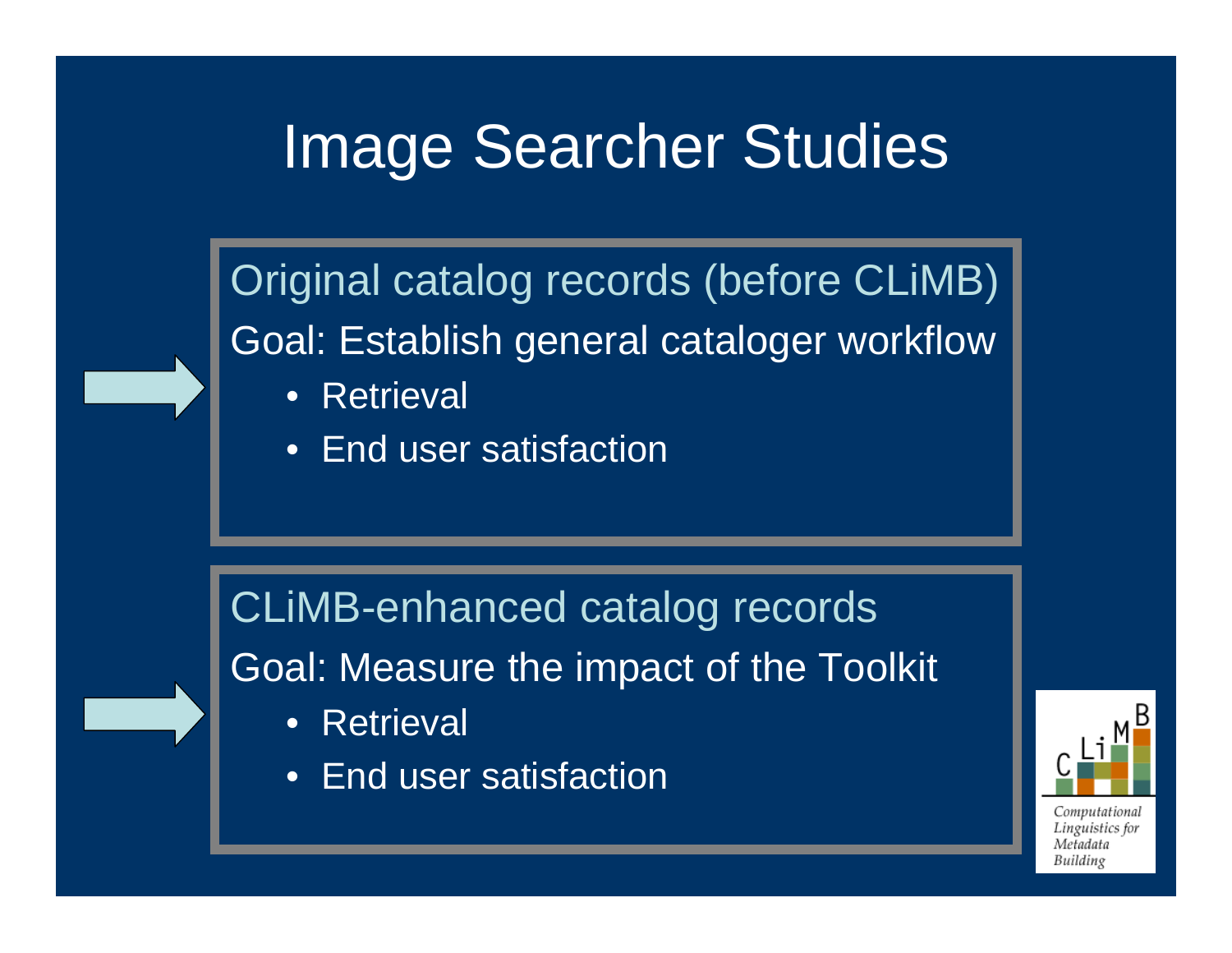# Image Searcher Studies

Original catalog records (before CLiMB)

Goal: Establish general cataloger workflow

- Retrieval
- End user satisfaction

CLiMB-enhanced catalog records

Goal: Measure the impact of the Toolkit

- Retrieval
- End user satisfaction

CLiMB

Computational Linguistics for Metadata Building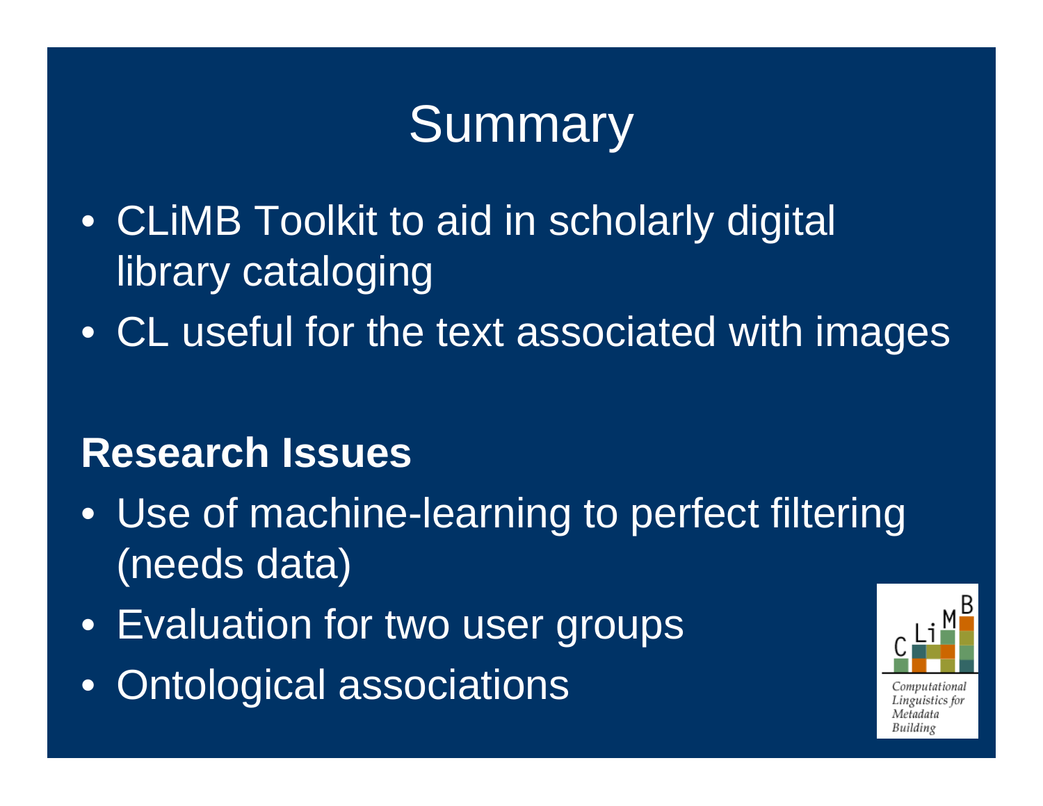# Summary

- CLiMB Toolkit to aid in scholarly digital library cataloging
- CL useful for the text associated with images

**Research Issues**

- Use of machine-learning to perfect filtering (needs data)
- Evaluation for two user groups
- Ontological associations

*Computational Linguistics for Metadata Building*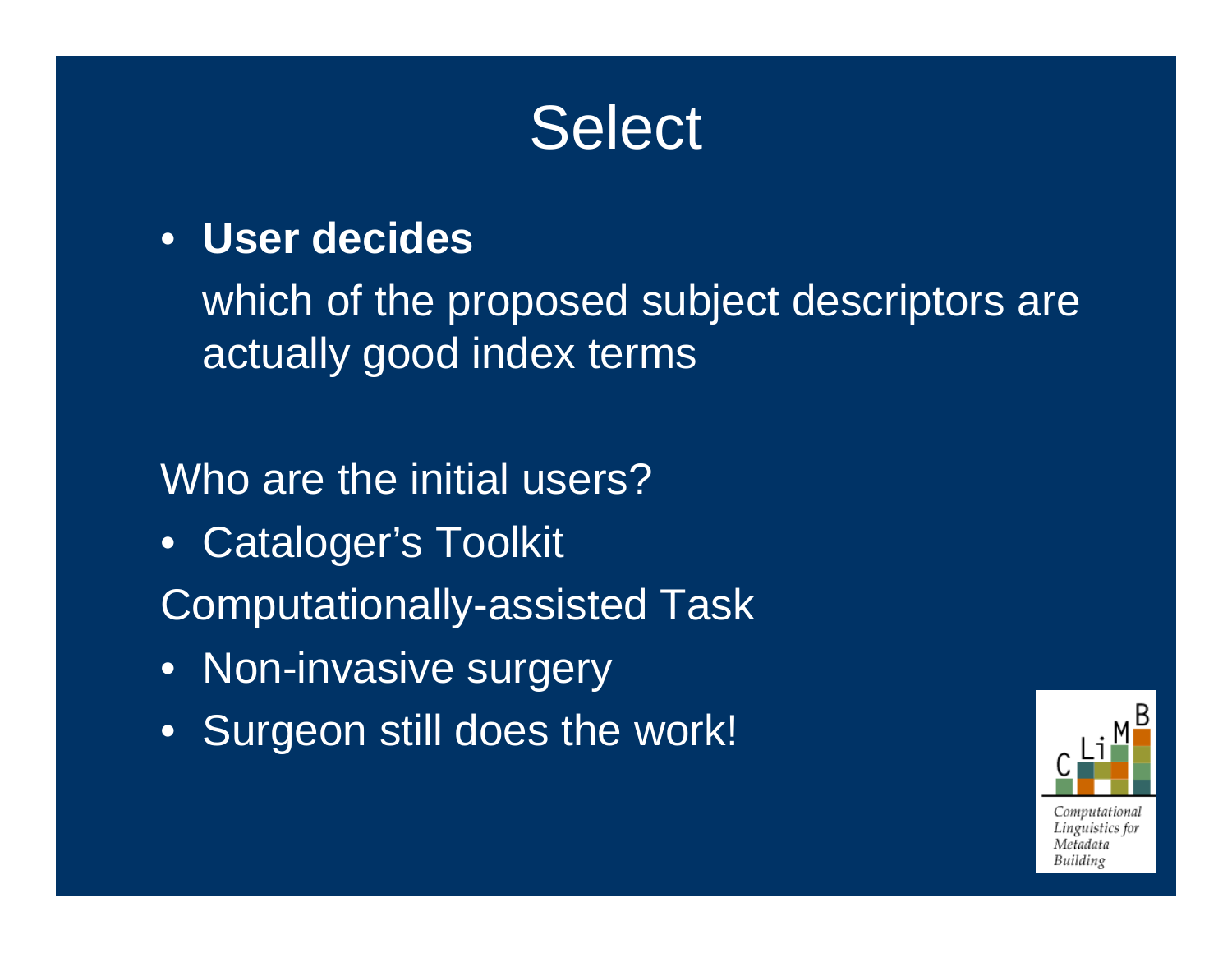# Select

- **User decides**

  which of the proposed subject descriptors are actually good index terms

Who are the initial users?

- Cataloger's Toolkit

Computationally-assisted Task

- Non-invasive surgery
- Surgeon still does the work!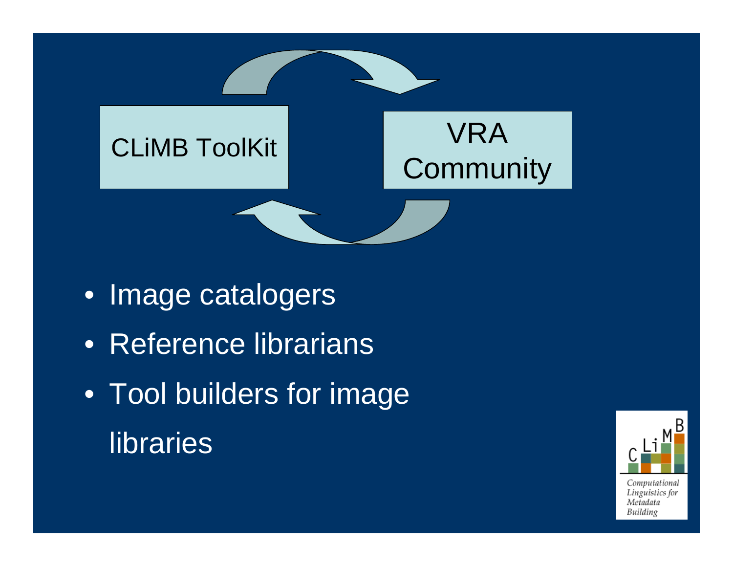CLiMB ToolKit

VRA Community

- Image catalogers
- Reference librarians
- Tool builders for image libraries

CLiMB

*Computational Linguistics for Metadata Building*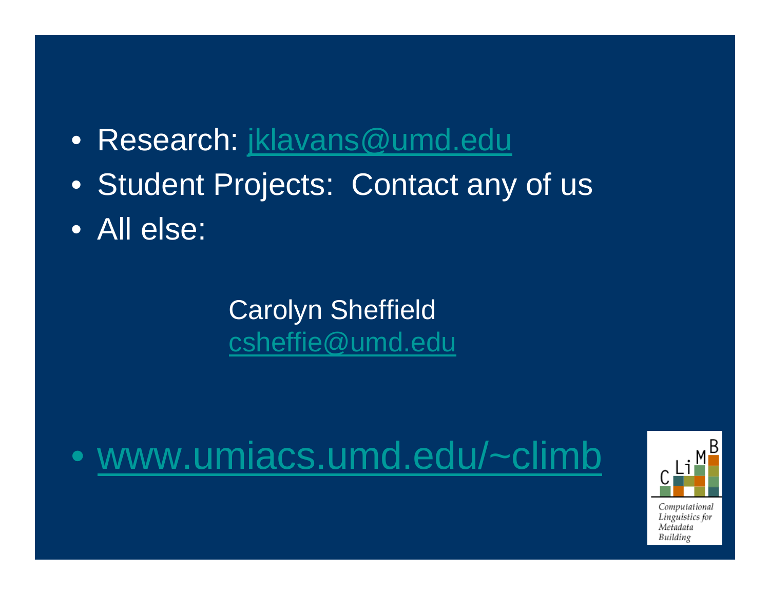- Research: jklavans@umd.edu
- Student Projects: Contact any of us
- All else:

Carolyn Sheffield
csheffie@umd.edu

- www.umiacs.umd.edu/~climb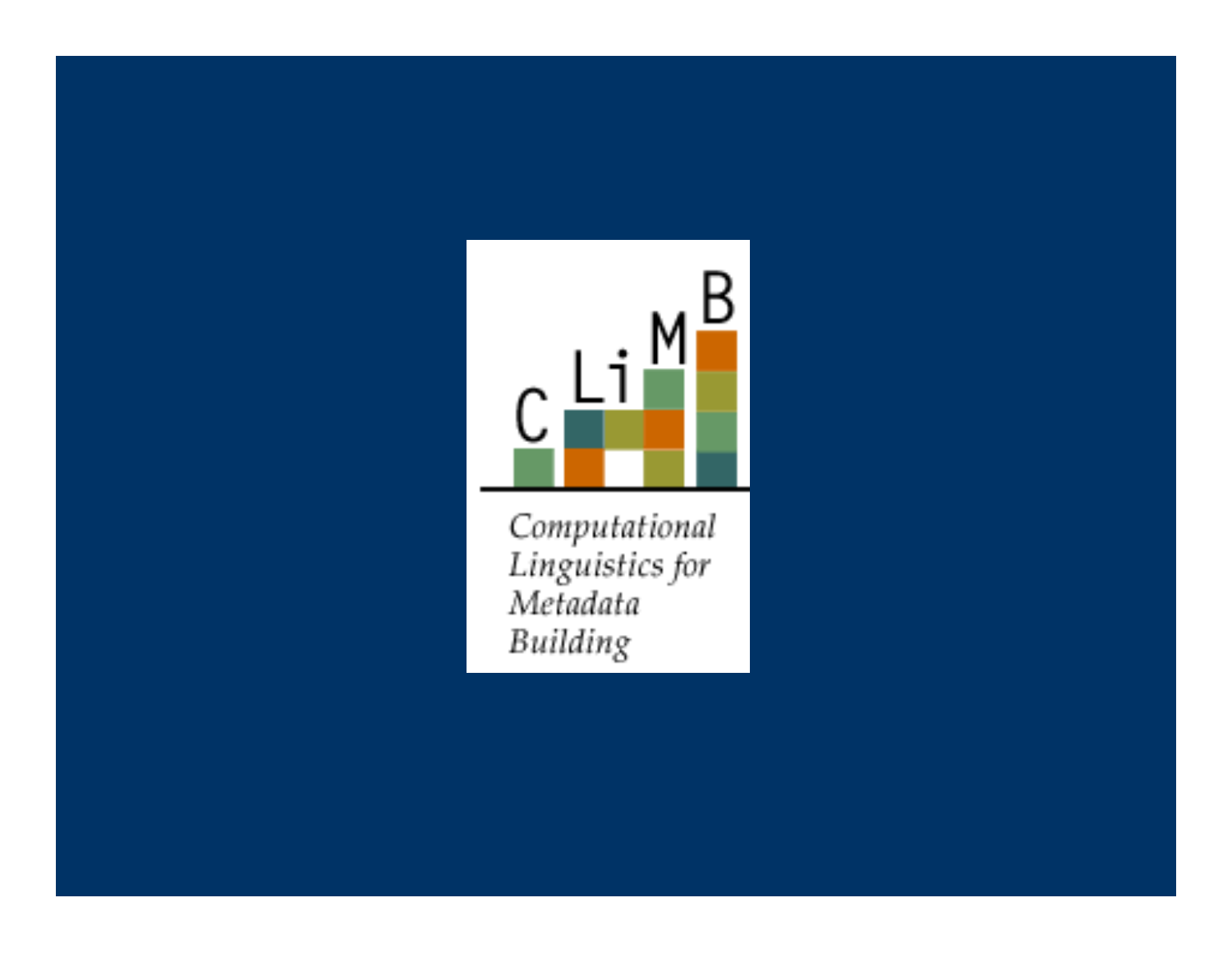CLiMB

*Computational Linguistics for Metadata Building*